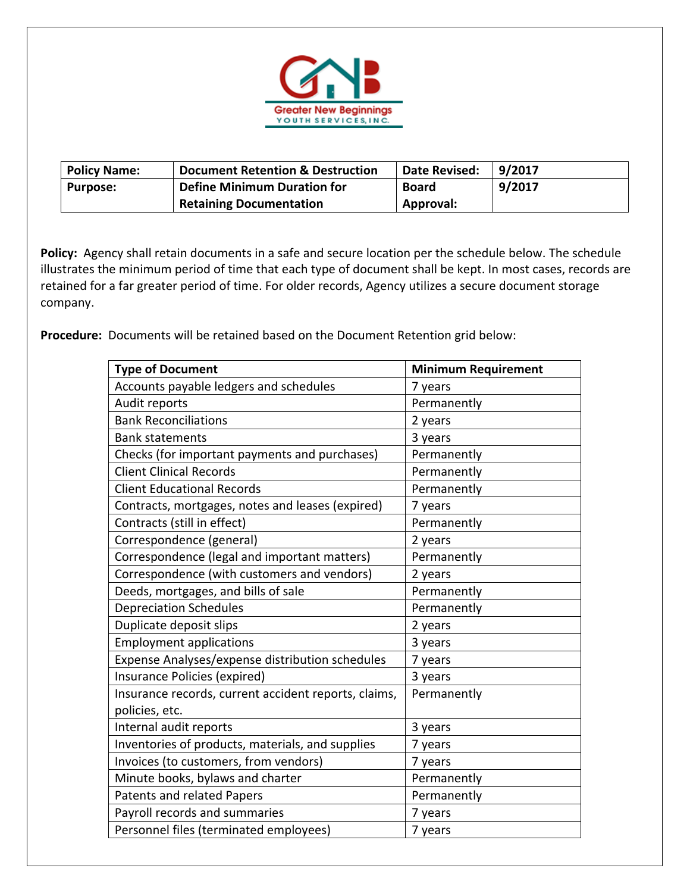Greater New Beginnings
YOUTH SERVICES, INC.

| Policy Name: | Document Retention & Destruction | Date Revised: | 9/2017 |
|---|---|---|---|
| Purpose: | Define Minimum Duration for Retaining Documentation | Board Approval: | 9/2017 |

**Policy:** Agency shall retain documents in a safe and secure location per the schedule below. The schedule illustrates the minimum period of time that each type of document shall be kept. In most cases, records are retained for a far greater period of time. For older records, Agency utilizes a secure document storage company.

**Procedure:** Documents will be retained based on the Document Retention grid below:

| Type of Document | Minimum Requirement |
|---|---|
| Accounts payable ledgers and schedules | 7 years |
| Audit reports | Permanently |
| Bank Reconciliations | 2 years |
| Bank statements | 3 years |
| Checks (for important payments and purchases) | Permanently |
| Client Clinical Records | Permanently |
| Client Educational Records | Permanently |
| Contracts, mortgages, notes and leases (expired) | 7 years |
| Contracts (still in effect) | Permanently |
| Correspondence (general) | 2 years |
| Correspondence (legal and important matters) | Permanently |
| Correspondence (with customers and vendors) | 2 years |
| Deeds, mortgages, and bills of sale | Permanently |
| Depreciation Schedules | Permanently |
| Duplicate deposit slips | 2 years |
| Employment applications | 3 years |
| Expense Analyses/expense distribution schedules | 7 years |
| Insurance Policies (expired) | 3 years |
| Insurance records, current accident reports, claims, policies, etc. | Permanently |
| Internal audit reports | 3 years |
| Inventories of products, materials, and supplies | 7 years |
| Invoices (to customers, from vendors) | 7 years |
| Minute books, bylaws and charter | Permanently |
| Patents and related Papers | Permanently |
| Payroll records and summaries | 7 years |
| Personnel files (terminated employees) | 7 years |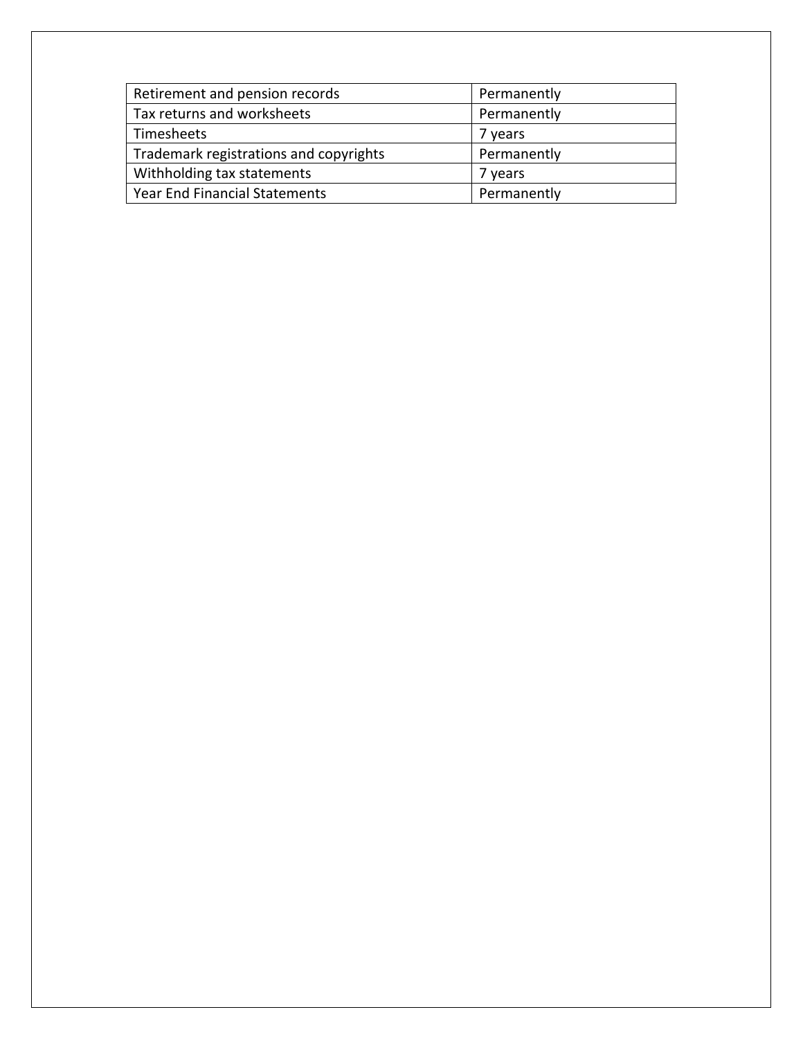| | |
|---|---|
| Retirement and pension records | Permanently |
| Tax returns and worksheets | Permanently |
| Timesheets | 7 years |
| Trademark registrations and copyrights | Permanently |
| Withholding tax statements | 7 years |
| Year End Financial Statements | Permanently |